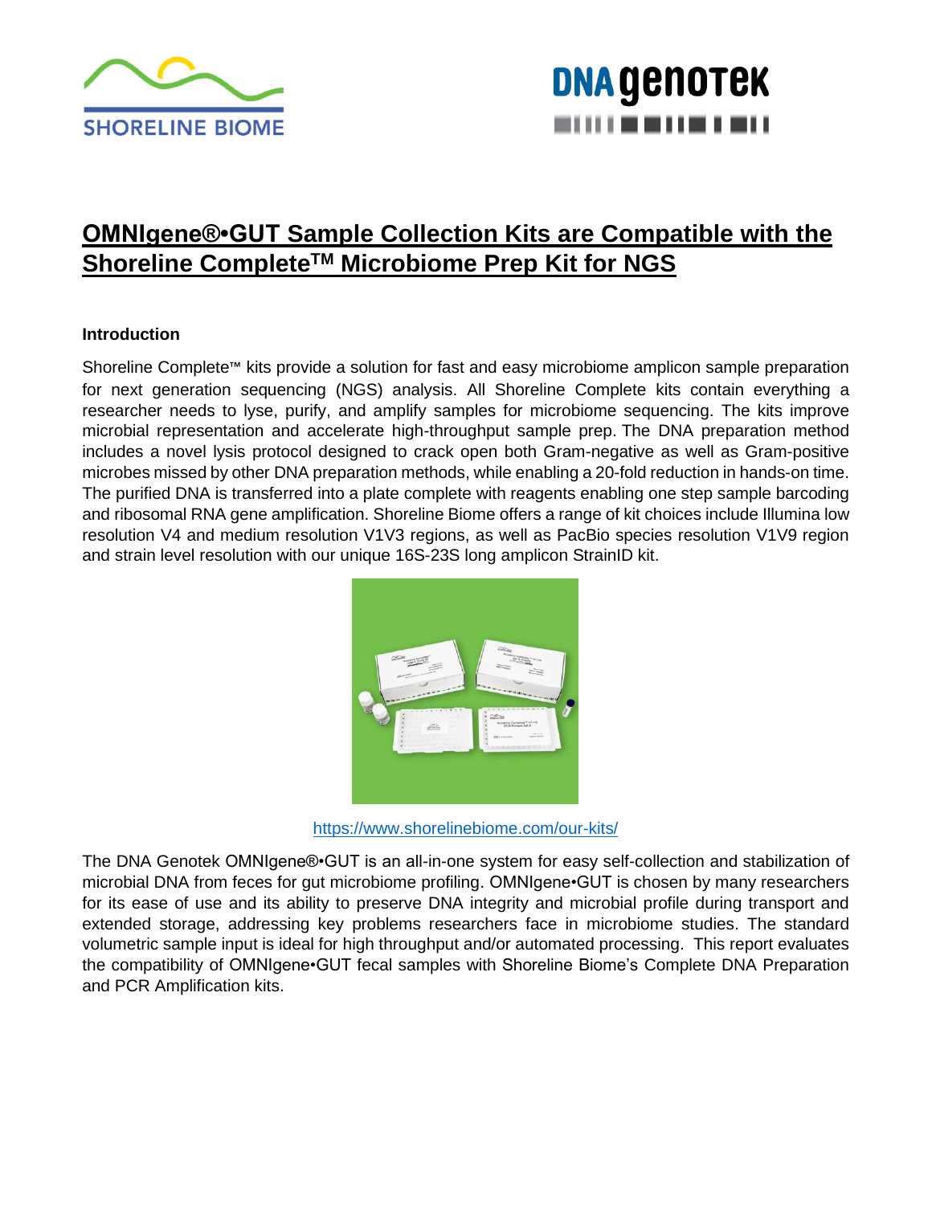# OMNIgene®•GUT Sample Collection Kits are Compatible with the Shoreline Complete™ Microbiome Prep Kit for NGS

## Introduction

Shoreline Complete™ kits provide a solution for fast and easy microbiome amplicon sample preparation for next generation sequencing (NGS) analysis. All Shoreline Complete kits contain everything a researcher needs to lyse, purify, and amplify samples for microbiome sequencing. The kits improve microbial representation and accelerate high-throughput sample prep. The DNA preparation method includes a novel lysis protocol designed to crack open both Gram-negative as well as Gram-positive microbes missed by other DNA preparation methods, while enabling a 20-fold reduction in hands-on time. The purified DNA is transferred into a plate complete with reagents enabling one step sample barcoding and ribosomal RNA gene amplification. Shoreline Biome offers a range of kit choices include Illumina low resolution V4 and medium resolution V1V3 regions, as well as PacBio species resolution V1V9 region and strain level resolution with our unique 16S-23S long amplicon StrainID kit.

https://www.shorelinebiome.com/our-kits/

The DNA Genotek OMNIgene®•GUT is an all-in-one system for easy self-collection and stabilization of microbial DNA from feces for gut microbiome profiling. OMNIgene•GUT is chosen by many researchers for its ease of use and its ability to preserve DNA integrity and microbial profile during transport and extended storage, addressing key problems researchers face in microbiome studies. The standard volumetric sample input is ideal for high throughput and/or automated processing. This report evaluates the compatibility of OMNIgene•GUT fecal samples with Shoreline Biome's Complete DNA Preparation and PCR Amplification kits.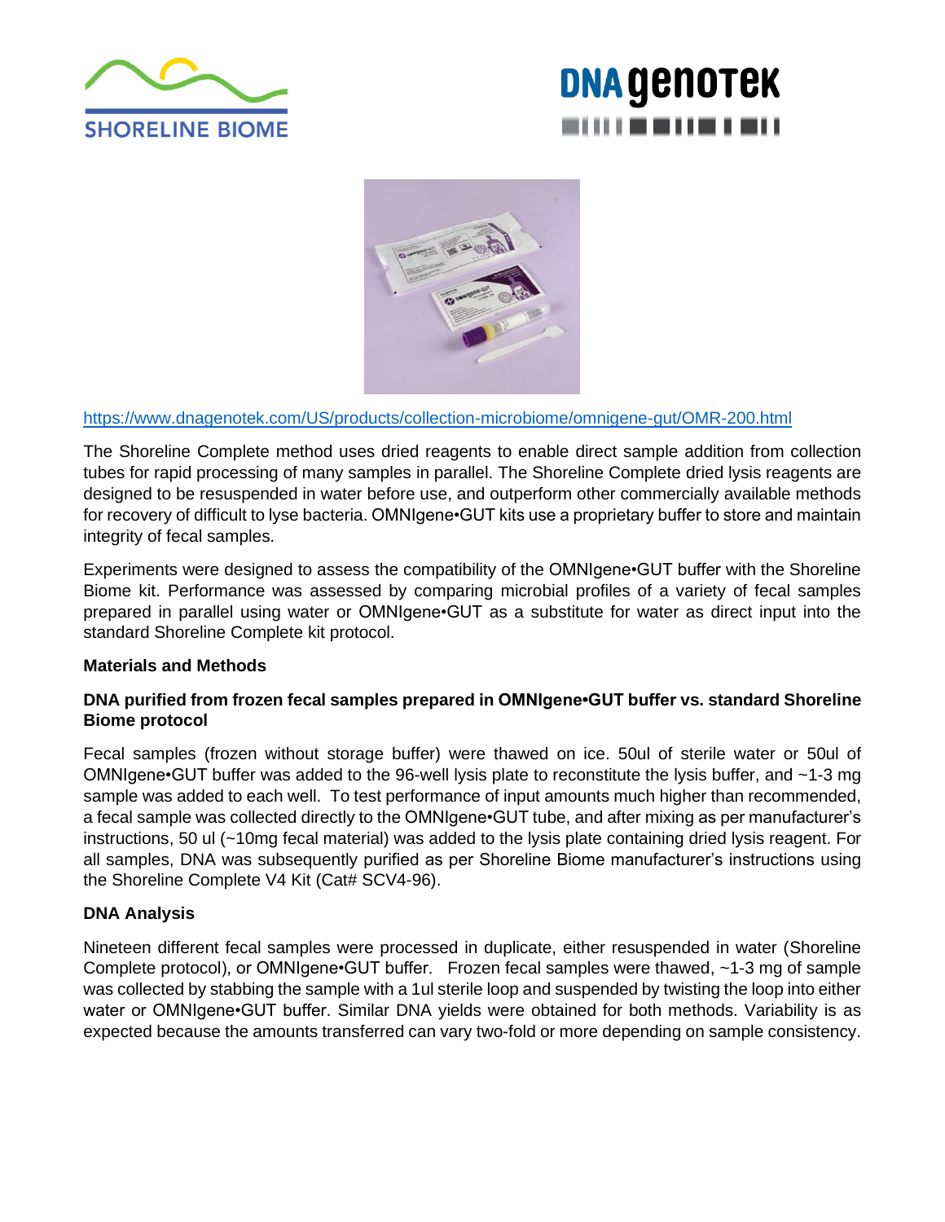https://www.dnagenotek.com/US/products/collection-microbiome/omnigene-gut/OMR-200.html

The Shoreline Complete method uses dried reagents to enable direct sample addition from collection tubes for rapid processing of many samples in parallel. The Shoreline Complete dried lysis reagents are designed to be resuspended in water before use, and outperform other commercially available methods for recovery of difficult to lyse bacteria. OMNIgene•GUT kits use a proprietary buffer to store and maintain integrity of fecal samples.

Experiments were designed to assess the compatibility of the OMNIgene•GUT buffer with the Shoreline Biome kit. Performance was assessed by comparing microbial profiles of a variety of fecal samples prepared in parallel using water or OMNIgene•GUT as a substitute for water as direct input into the standard Shoreline Complete kit protocol.

**Materials and Methods**

**DNA purified from frozen fecal samples prepared in OMNIgene•GUT buffer vs. standard Shoreline Biome protocol**

Fecal samples (frozen without storage buffer) were thawed on ice. 50ul of sterile water or 50ul of OMNIgene•GUT buffer was added to the 96-well lysis plate to reconstitute the lysis buffer, and ~1-3 mg sample was added to each well. To test performance of input amounts much higher than recommended, a fecal sample was collected directly to the OMNIgene•GUT tube, and after mixing as per manufacturer's instructions, 50 ul (~10mg fecal material) was added to the lysis plate containing dried lysis reagent. For all samples, DNA was subsequently purified as per Shoreline Biome manufacturer's instructions using the Shoreline Complete V4 Kit (Cat# SCV4-96).

**DNA Analysis**

Nineteen different fecal samples were processed in duplicate, either resuspended in water (Shoreline Complete protocol), or OMNIgene•GUT buffer. Frozen fecal samples were thawed, ~1-3 mg of sample was collected by stabbing the sample with a 1ul sterile loop and suspended by twisting the loop into either water or OMNIgene•GUT buffer. Similar DNA yields were obtained for both methods. Variability is as expected because the amounts transferred can vary two-fold or more depending on sample consistency.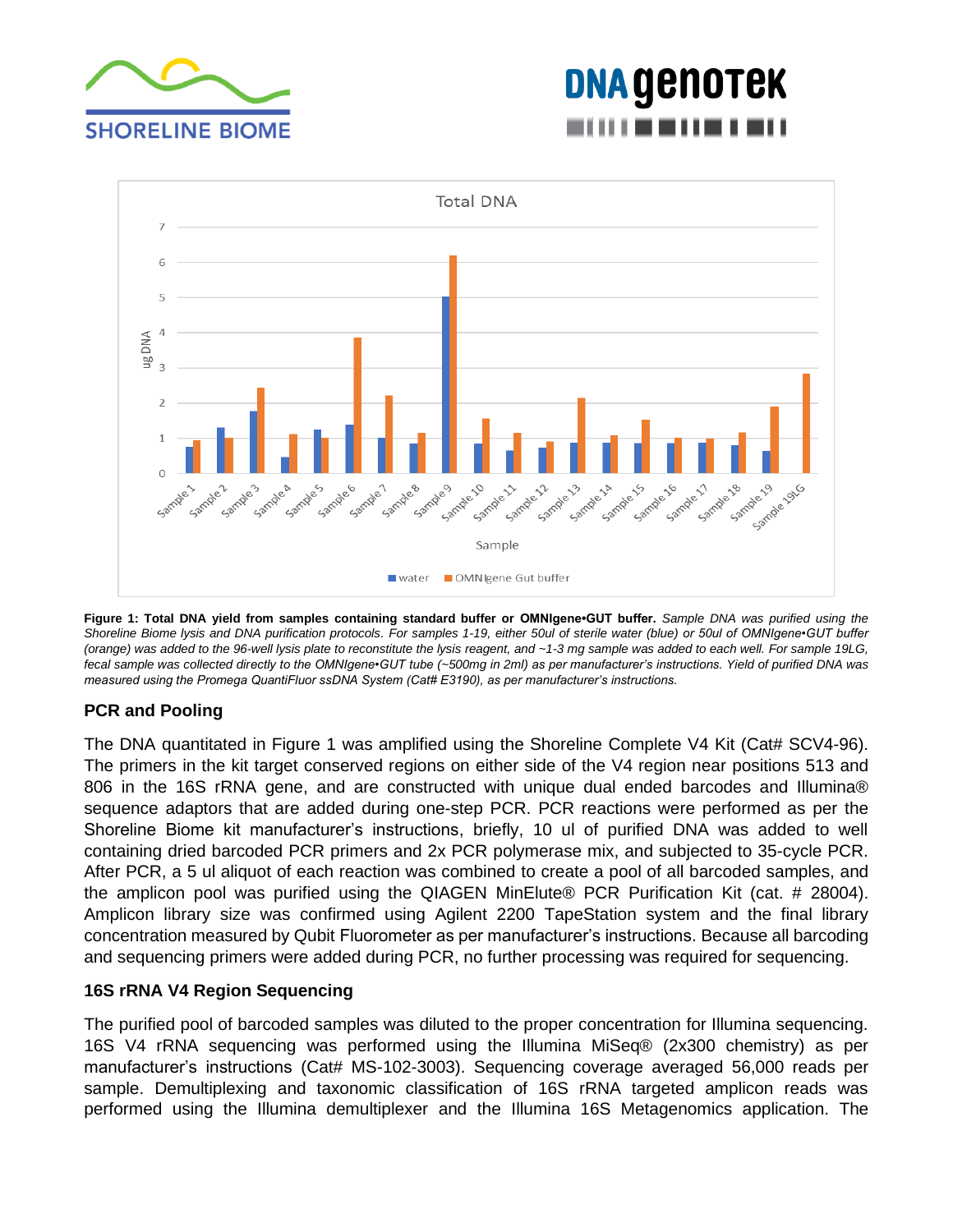**Figure 1: Total DNA yield from samples containing standard buffer or OMNIgene•GUT buffer.** *Sample DNA was purified using the Shoreline Biome lysis and DNA purification protocols. For samples 1-19, either 50ul of sterile water (blue) or 50ul of OMNIgene•GUT buffer (orange) was added to the 96-well lysis plate to reconstitute the lysis reagent, and ~1-3 mg sample was added to each well. For sample 19LG, fecal sample was collected directly to the OMNIgene•GUT tube (~500mg in 2ml) as per manufacturer's instructions. Yield of purified DNA was measured using the Promega QuantiFluor ssDNA System (Cat# E3190), as per manufacturer's instructions.*

### PCR and Pooling

The DNA quantitated in Figure 1 was amplified using the Shoreline Complete V4 Kit (Cat# SCV4-96). The primers in the kit target conserved regions on either side of the V4 region near positions 513 and 806 in the 16S rRNA gene, and are constructed with unique dual ended barcodes and Illumina® sequence adaptors that are added during one-step PCR. PCR reactions were performed as per the Shoreline Biome kit manufacturer's instructions, briefly, 10 ul of purified DNA was added to well containing dried barcoded PCR primers and 2x PCR polymerase mix, and subjected to 35-cycle PCR. After PCR, a 5 ul aliquot of each reaction was combined to create a pool of all barcoded samples, and the amplicon pool was purified using the QIAGEN MinElute® PCR Purification Kit (cat. # 28004). Amplicon library size was confirmed using Agilent 2200 TapeStation system and the final library concentration measured by Qubit Fluorometer as per manufacturer's instructions. Because all barcoding and sequencing primers were added during PCR, no further processing was required for sequencing.

### 16S rRNA V4 Region Sequencing

The purified pool of barcoded samples was diluted to the proper concentration for Illumina sequencing. 16S V4 rRNA sequencing was performed using the Illumina MiSeq® (2x300 chemistry) as per manufacturer's instructions (Cat# MS-102-3003). Sequencing coverage averaged 56,000 reads per sample. Demultiplexing and taxonomic classification of 16S rRNA targeted amplicon reads was performed using the Illumina demultiplexer and the Illumina 16S Metagenomics application. The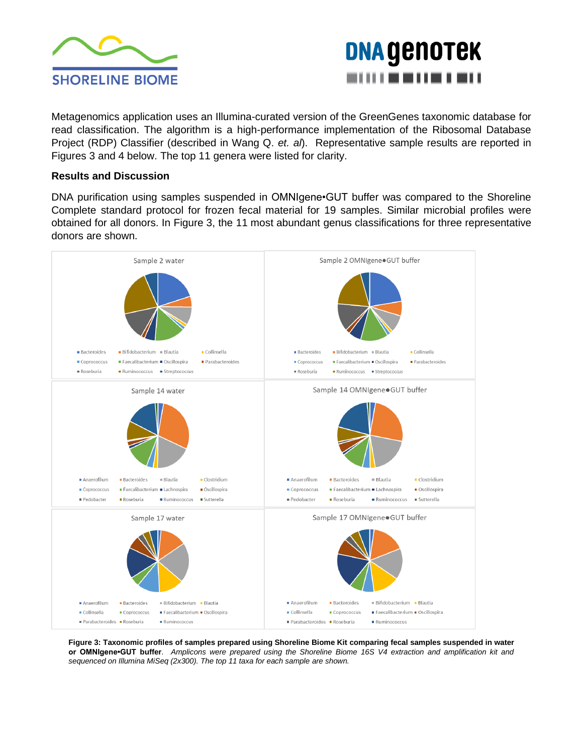Metagenomics application uses an Illumina-curated version of the GreenGenes taxonomic database for read classification. The algorithm is a high-performance implementation of the Ribosomal Database Project (RDP) Classifier (described in Wang Q. *et. al*). Representative sample results are reported in Figures 3 and 4 below. The top 11 genera were listed for clarity.

**Results and Discussion**

DNA purification using samples suspended in OMNIgene•GUT buffer was compared to the Shoreline Complete standard protocol for frozen fecal material for 19 samples. Similar microbial profiles were obtained for all donors. In Figure 3, the 11 most abundant genus classifications for three representative donors are shown.

**Figure 3: Taxonomic profiles of samples prepared using Shoreline Biome Kit comparing fecal samples suspended in water or OMNIgene•GUT buffer**. *Amplicons were prepared using the Shoreline Biome 16S V4 extraction and amplification kit and sequenced on Illumina MiSeq (2x300). The top 11 taxa for each sample are shown.*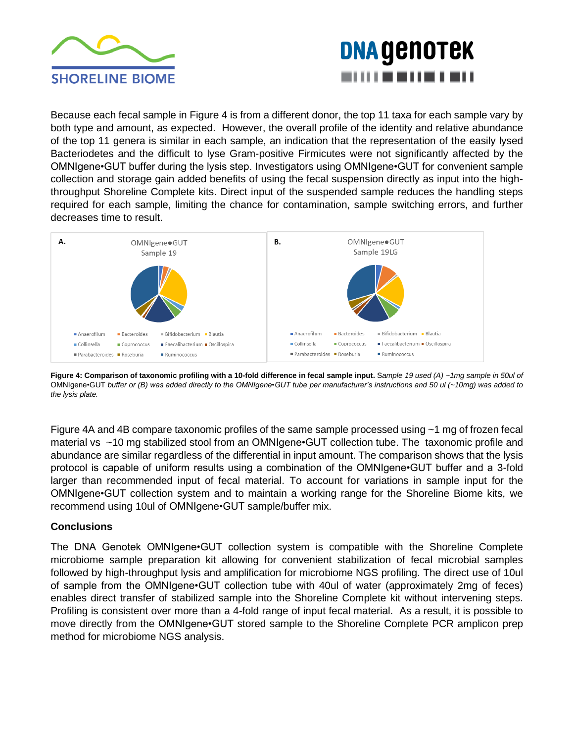Because each fecal sample in Figure 4 is from a different donor, the top 11 taxa for each sample vary by both type and amount, as expected. However, the overall profile of the identity and relative abundance of the top 11 genera is similar in each sample, an indication that the representation of the easily lysed Bacteriodetes and the difficult to lyse Gram-positive Firmicutes were not significantly affected by the OMNIgene•GUT buffer during the lysis step. Investigators using OMNIgene•GUT for convenient sample collection and storage gain added benefits of using the fecal suspension directly as input into the high-throughput Shoreline Complete kits. Direct input of the suspended sample reduces the handling steps required for each sample, limiting the chance for contamination, sample switching errors, and further decreases time to result.

A.

OMNIgene●GUT
Sample 19

Anaerofilum, Bacteroides, Bifidobacterium, Blautia, Collinsella, Coprococcus, Faecalibacterium, Oscillospira, Parabacteroides, Roseburia, Ruminococcus

B.

OMNIgene●GUT
Sample 19LG

Anaerofilum, Bacteroides, Bifidobacterium, Blautia, Collinsella, Coprococcus, Faecalibacterium, Oscillospira, Parabacteroides, Roseburia, Ruminococcus

**Figure 4: Comparison of taxonomic profiling with a 10-fold difference in fecal sample input.** S*ample 19 used (A) ~1mg sample in 50ul of* OMNIgene•GUT *buffer or (B) was added directly to the OMNIgene•GUT tube per manufacturer's instructions and 50 ul (~10mg) was added to the lysis plate.*

Figure 4A and 4B compare taxonomic profiles of the same sample processed using ~1 mg of frozen fecal material vs ~10 mg stabilized stool from an OMNIgene•GUT collection tube. The taxonomic profile and abundance are similar regardless of the differential in input amount. The comparison shows that the lysis protocol is capable of uniform results using a combination of the OMNIgene•GUT buffer and a 3-fold larger than recommended input of fecal material. To account for variations in sample input for the OMNIgene•GUT collection system and to maintain a working range for the Shoreline Biome kits, we recommend using 10ul of OMNIgene•GUT sample/buffer mix.

### Conclusions

The DNA Genotek OMNIgene•GUT collection system is compatible with the Shoreline Complete microbiome sample preparation kit allowing for convenient stabilization of fecal microbial samples followed by high-throughput lysis and amplification for microbiome NGS profiling. The direct use of 10ul of sample from the OMNIgene•GUT collection tube with 40ul of water (approximately 2mg of feces) enables direct transfer of stabilized sample into the Shoreline Complete kit without intervening steps. Profiling is consistent over more than a 4-fold range of input fecal material. As a result, it is possible to move directly from the OMNIgene•GUT stored sample to the Shoreline Complete PCR amplicon prep method for microbiome NGS analysis.